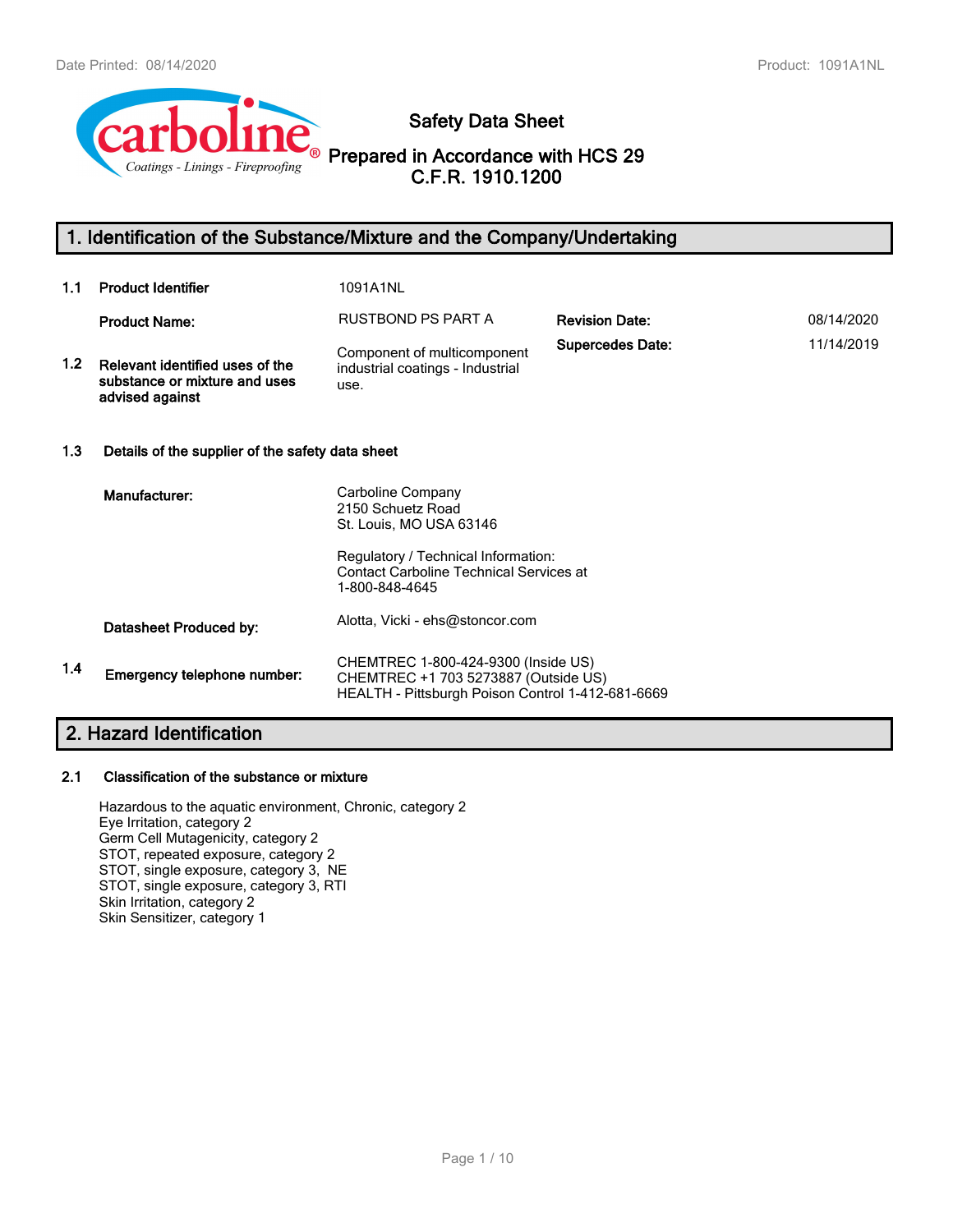# Safety Data Sheet

## Prepared in Accordance with HCS 29 C.F.R. 1910.1200

## 1. Identification of the Substance/Mixture and the Company/Undertaking

**1.1 Product Identifier**

1091A1NL

**Product Name:** RUSTBOND PS PART A

**Revision Date:** 08/14/2020

**Supersedes Date:** 11/14/2019

**1.2 Relevant identified uses of the substance or mixture and uses advised against**

Component of multicomponent industrial coatings - Industrial use.

**1.3 Details of the supplier of the safety data sheet**

**Manufacturer:**

Carboline Company
2150 Schuetz Road
St. Louis, MO USA 63146

Regulatory / Technical Information:
Contact Carboline Technical Services at
1-800-848-4645

**Datasheet Produced by:** Alotta, Vicki - ehs@stoncor.com

**1.4 Emergency telephone number:**

CHEMTREC 1-800-424-9300 (Inside US)
CHEMTREC +1 703 5273887 (Outside US)
HEALTH - Pittsburgh Poison Control 1-412-681-6669

## 2. Hazard Identification

**2.1 Classification of the substance or mixture**

Hazardous to the aquatic environment, Chronic, category 2
Eye Irritation, category 2
Germ Cell Mutagenicity, category 2
STOT, repeated exposure, category 2
STOT, single exposure, category 3, NE
STOT, single exposure, category 3, RTI
Skin Irritation, category 2
Skin Sensitizer, category 1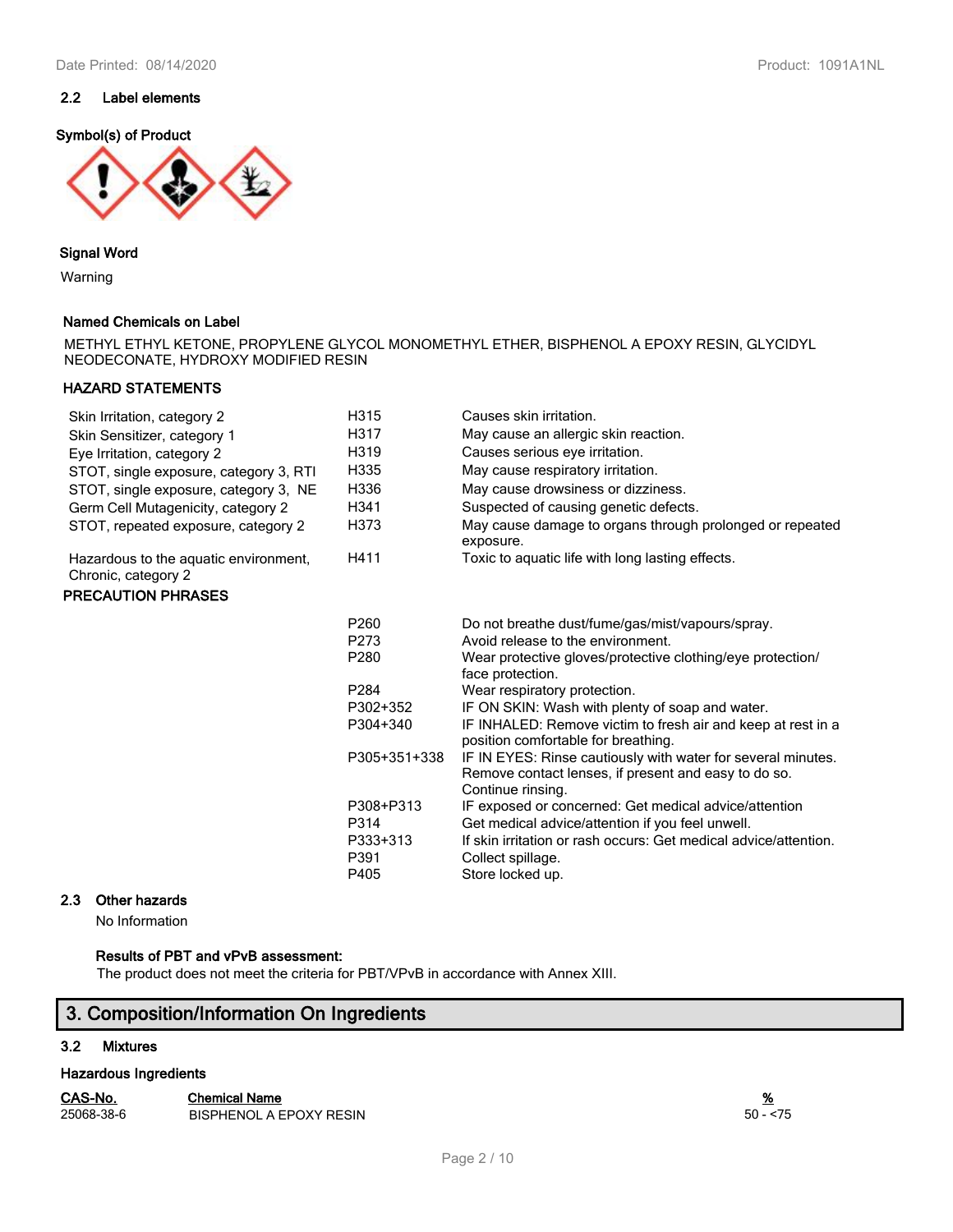### 2.2 Label elements

**Symbol(s) of Product**

**Signal Word**

Warning

**Named Chemicals on Label**

METHYL ETHYL KETONE, PROPYLENE GLYCOL MONOMETHYL ETHER, BISPHENOL A EPOXY RESIN, GLYCIDYL NEODECONATE, HYDROXY MODIFIED RESIN

**HAZARD STATEMENTS**

| | | |
|---|---|---|
| Skin Irritation, category 2 | H315 | Causes skin irritation. |
| Skin Sensitizer, category 1 | H317 | May cause an allergic skin reaction. |
| Eye Irritation, category 2 | H319 | Causes serious eye irritation. |
| STOT, single exposure, category 3, RTI | H335 | May cause respiratory irritation. |
| STOT, single exposure, category 3, NE | H336 | May cause drowsiness or dizziness. |
| Germ Cell Mutagenicity, category 2 | H341 | Suspected of causing genetic defects. |
| STOT, repeated exposure, category 2 | H373 | May cause damage to organs through prolonged or repeated exposure. |
| Hazardous to the aquatic environment, Chronic, category 2 | H411 | Toxic to aquatic life with long lasting effects. |

**PRECAUTION PHRASES**

| | |
|---|---|
| P260 | Do not breathe dust/fume/gas/mist/vapours/spray. |
| P273 | Avoid release to the environment. |
| P280 | Wear protective gloves/protective clothing/eye protection/ face protection. |
| P284 | Wear respiratory protection. |
| P302+352 | IF ON SKIN: Wash with plenty of soap and water. |
| P304+340 | IF INHALED: Remove victim to fresh air and keep at rest in a position comfortable for breathing. |
| P305+351+338 | IF IN EYES: Rinse cautiously with water for several minutes. Remove contact lenses, if present and easy to do so. Continue rinsing. |
| P308+P313 | IF exposed or concerned: Get medical advice/attention |
| P314 | Get medical advice/attention if you feel unwell. |
| P333+313 | If skin irritation or rash occurs: Get medical advice/attention. |
| P391 | Collect spillage. |
| P405 | Store locked up. |

### 2.3 Other hazards

No Information

**Results of PBT and vPvB assessment:**

The product does not meet the criteria for PBT/VPvB in accordance with Annex XIII.

## 3. Composition/Information On Ingredients

### 3.2 Mixtures

**Hazardous Ingredients**

| CAS-No. | Chemical Name | % |
|---|---|---|
| 25068-38-6 | BISPHENOL A EPOXY RESIN | 50 - <75 |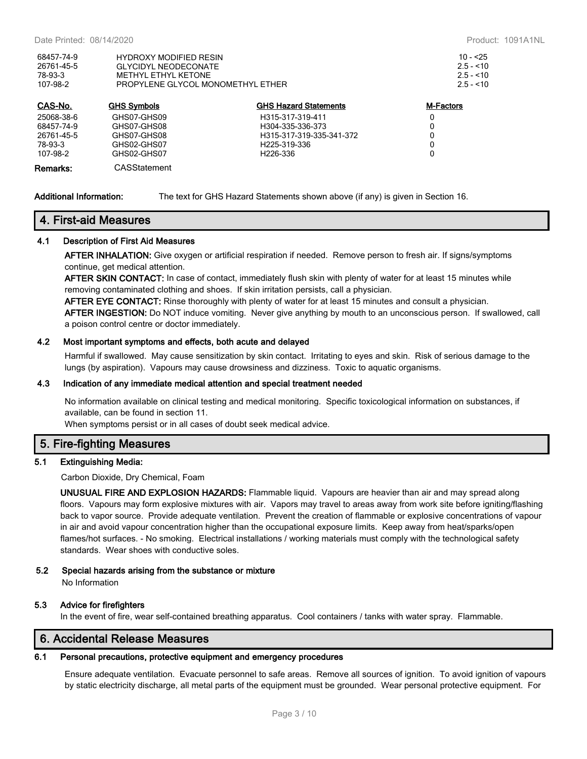| | | |
|---|---|---|
| 68457-74-9 | HYDROXY MODIFIED RESIN | 10 - <25 |
| 26761-45-5 | GLYCIDYL NEODECONATE | 2.5 - <10 |
| 78-93-3 | METHYL ETHYL KETONE | 2.5 - <10 |
| 107-98-2 | PROPYLENE GLYCOL MONOMETHYL ETHER | 2.5 - <10 |

| CAS-No. | GHS Symbols | GHS Hazard Statements | M-Factors |
|---|---|---|---|
| 25068-38-6 | GHS07-GHS09 | H315-317-319-411 | 0 |
| 68457-74-9 | GHS07-GHS08 | H304-335-336-373 | 0 |
| 26761-45-5 | GHS07-GHS08 | H315-317-319-335-341-372 | 0 |
| 78-93-3 | GHS02-GHS07 | H225-319-336 | 0 |
| 107-98-2 | GHS02-GHS07 | H226-336 | 0 |

**Remarks:** CASStatement

**Additional Information:** The text for GHS Hazard Statements shown above (if any) is given in Section 16.

## 4. First-aid Measures

### 4.1 Description of First Aid Measures

**AFTER INHALATION:** Give oxygen or artificial respiration if needed. Remove person to fresh air. If signs/symptoms continue, get medical attention.

**AFTER SKIN CONTACT:** In case of contact, immediately flush skin with plenty of water for at least 15 minutes while removing contaminated clothing and shoes. If skin irritation persists, call a physician.

**AFTER EYE CONTACT:** Rinse thoroughly with plenty of water for at least 15 minutes and consult a physician.

**AFTER INGESTION:** Do NOT induce vomiting. Never give anything by mouth to an unconscious person. If swallowed, call a poison control centre or doctor immediately.

### 4.2 Most important symptoms and effects, both acute and delayed

Harmful if swallowed. May cause sensitization by skin contact. Irritating to eyes and skin. Risk of serious damage to the lungs (by aspiration). Vapours may cause drowsiness and dizziness. Toxic to aquatic organisms.

### 4.3 Indication of any immediate medical attention and special treatment needed

No information available on clinical testing and medical monitoring. Specific toxicological information on substances, if available, can be found in section 11.

When symptoms persist or in all cases of doubt seek medical advice.

## 5. Fire-fighting Measures

### 5.1 Extinguishing Media:

Carbon Dioxide, Dry Chemical, Foam

**UNUSUAL FIRE AND EXPLOSION HAZARDS:** Flammable liquid. Vapours are heavier than air and may spread along floors. Vapours may form explosive mixtures with air. Vapors may travel to areas away from work site before igniting/flashing back to vapor source. Provide adequate ventilation. Prevent the creation of flammable or explosive concentrations of vapour in air and avoid vapour concentration higher than the occupational exposure limits. Keep away from heat/sparks/open flames/hot surfaces. - No smoking. Electrical installations / working materials must comply with the technological safety standards. Wear shoes with conductive soles.

### 5.2 Special hazards arising from the substance or mixture

No Information

### 5.3 Advice for firefighters

In the event of fire, wear self-contained breathing apparatus. Cool containers / tanks with water spray. Flammable.

## 6. Accidental Release Measures

### 6.1 Personal precautions, protective equipment and emergency procedures

Ensure adequate ventilation. Evacuate personnel to safe areas. Remove all sources of ignition. To avoid ignition of vapours by static electricity discharge, all metal parts of the equipment must be grounded. Wear personal protective equipment. For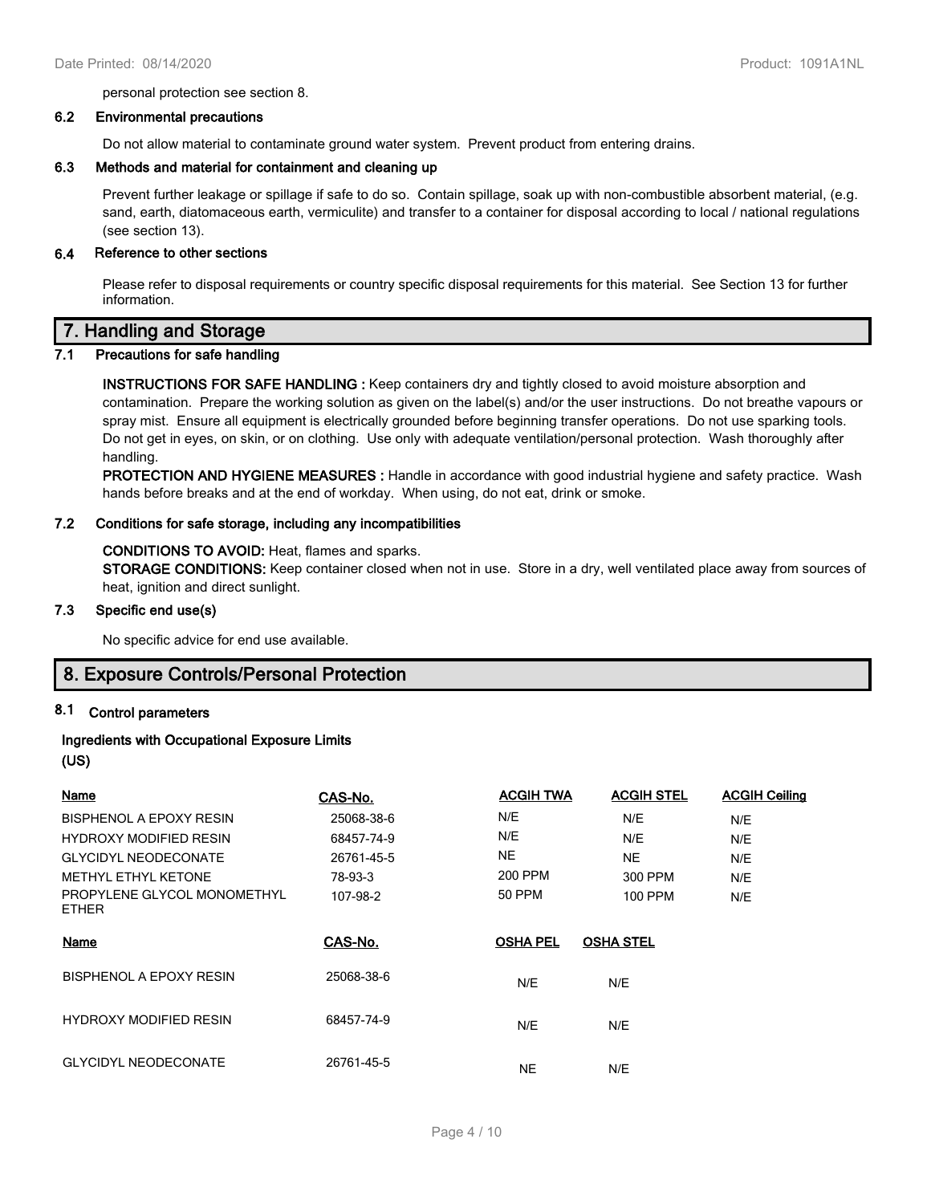personal protection see section 8.

### 6.2 Environmental precautions

Do not allow material to contaminate ground water system. Prevent product from entering drains.

### 6.3 Methods and material for containment and cleaning up

Prevent further leakage or spillage if safe to do so. Contain spillage, soak up with non-combustible absorbent material, (e.g. sand, earth, diatomaceous earth, vermiculite) and transfer to a container for disposal according to local / national regulations (see section 13).

### 6.4 Reference to other sections

Please refer to disposal requirements or country specific disposal requirements for this material. See Section 13 for further information.

## 7. Handling and Storage

### 7.1 Precautions for safe handling

**INSTRUCTIONS FOR SAFE HANDLING :** Keep containers dry and tightly closed to avoid moisture absorption and contamination. Prepare the working solution as given on the label(s) and/or the user instructions. Do not breathe vapours or spray mist. Ensure all equipment is electrically grounded before beginning transfer operations. Do not use sparking tools. Do not get in eyes, on skin, or on clothing. Use only with adequate ventilation/personal protection. Wash thoroughly after handling.

**PROTECTION AND HYGIENE MEASURES :** Handle in accordance with good industrial hygiene and safety practice. Wash hands before breaks and at the end of workday. When using, do not eat, drink or smoke.

### 7.2 Conditions for safe storage, including any incompatibilities

**CONDITIONS TO AVOID:** Heat, flames and sparks.

**STORAGE CONDITIONS:** Keep container closed when not in use. Store in a dry, well ventilated place away from sources of heat, ignition and direct sunlight.

### 7.3 Specific end use(s)

No specific advice for end use available.

## 8. Exposure Controls/Personal Protection

### 8.1 Control parameters

**Ingredients with Occupational Exposure Limits (US)**

| Name | CAS-No. | ACGIH TWA | ACGIH STEL | ACGIH Ceiling |
|---|---|---|---|---|
| BISPHENOL A EPOXY RESIN | 25068-38-6 | N/E | N/E | N/E |
| HYDROXY MODIFIED RESIN | 68457-74-9 | N/E | N/E | N/E |
| GLYCIDYL NEODECONATE | 26761-45-5 | NE | NE | N/E |
| METHYL ETHYL KETONE | 78-93-3 | 200 PPM | 300 PPM | N/E |
| PROPYLENE GLYCOL MONOMETHYL ETHER | 107-98-2 | 50 PPM | 100 PPM | N/E |

| Name | CAS-No. | OSHA PEL | OSHA STEL |
|---|---|---|---|
| BISPHENOL A EPOXY RESIN | 25068-38-6 | N/E | N/E |
| HYDROXY MODIFIED RESIN | 68457-74-9 | N/E | N/E |
| GLYCIDYL NEODECONATE | 26761-45-5 | NE | N/E |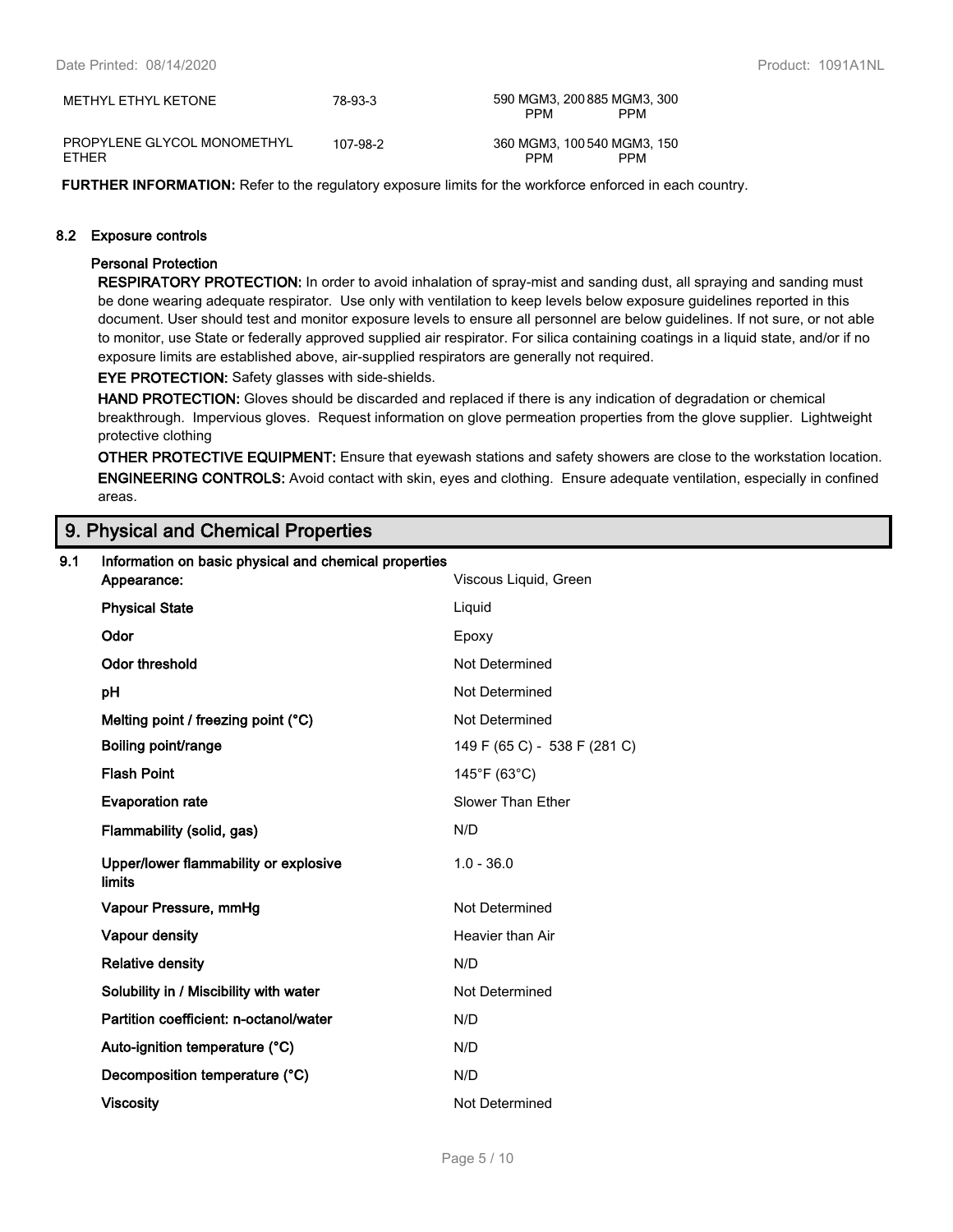| | | | |
|---|---|---|---|
| METHYL ETHYL KETONE | 78-93-3 | 590 MGM3, 200 PPM | 885 MGM3, 300 PPM |
| PROPYLENE GLYCOL MONOMETHYL ETHER | 107-98-2 | 360 MGM3, 100 PPM | 540 MGM3, 150 PPM |

**FURTHER INFORMATION:** Refer to the regulatory exposure limits for the workforce enforced in each country.

### 8.2 Exposure controls

**Personal Protection**

**RESPIRATORY PROTECTION:** In order to avoid inhalation of spray-mist and sanding dust, all spraying and sanding must be done wearing adequate respirator. Use only with ventilation to keep levels below exposure guidelines reported in this document. User should test and monitor exposure levels to ensure all personnel are below guidelines. If not sure, or not able to monitor, use State or federally approved supplied air respirator. For silica containing coatings in a liquid state, and/or if no exposure limits are established above, air-supplied respirators are generally not required.

**EYE PROTECTION:** Safety glasses with side-shields.

**HAND PROTECTION:** Gloves should be discarded and replaced if there is any indication of degradation or chemical breakthrough. Impervious gloves. Request information on glove permeation properties from the glove supplier. Lightweight protective clothing

**OTHER PROTECTIVE EQUIPMENT:** Ensure that eyewash stations and safety showers are close to the workstation location.

**ENGINEERING CONTROLS:** Avoid contact with skin, eyes and clothing. Ensure adequate ventilation, especially in confined areas.

## 9. Physical and Chemical Properties

### 9.1 Information on basic physical and chemical properties

| | |
|---|---|
| **Appearance:** | Viscous Liquid, Green |
| **Physical State** | Liquid |
| **Odor** | Epoxy |
| **Odor threshold** | Not Determined |
| **pH** | Not Determined |
| **Melting point / freezing point (°C)** | Not Determined |
| **Boiling point/range** | 149 F (65 C) - 538 F (281 C) |
| **Flash Point** | 145°F (63°C) |
| **Evaporation rate** | Slower Than Ether |
| **Flammability (solid, gas)** | N/D |
| **Upper/lower flammability or explosive limits** | 1.0 - 36.0 |
| **Vapour Pressure, mmHg** | Not Determined |
| **Vapour density** | Heavier than Air |
| **Relative density** | N/D |
| **Solubility in / Miscibility with water** | Not Determined |
| **Partition coefficient: n-octanol/water** | N/D |
| **Auto-ignition temperature (°C)** | N/D |
| **Decomposition temperature (°C)** | N/D |
| **Viscosity** | Not Determined |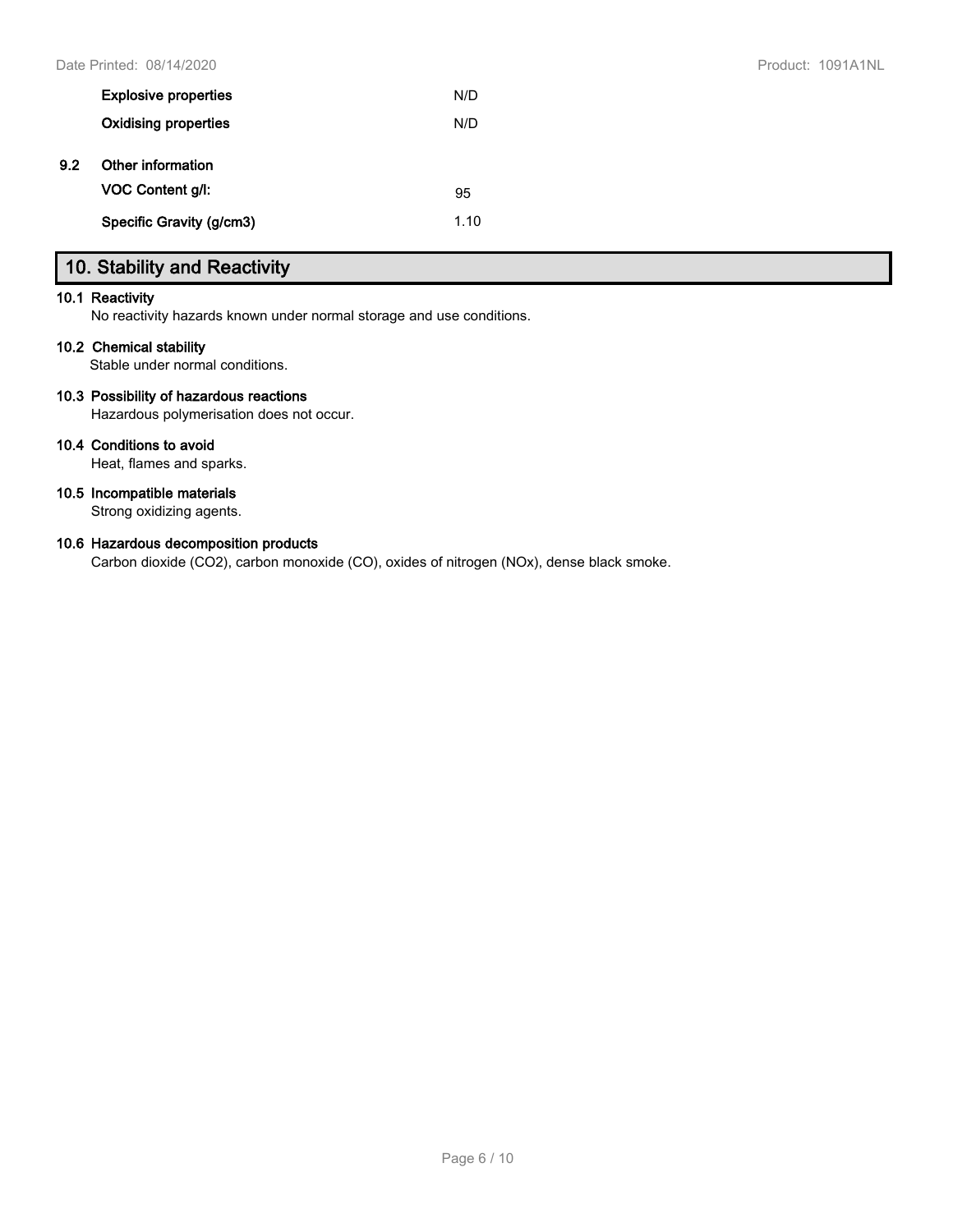| | |
|---|---|
| **Explosive properties** | N/D |
| **Oxidising properties** | N/D |

**9.2 Other information**

| | |
|---|---|
| **VOC Content g/l:** | 95 |
| **Specific Gravity (g/cm3)** | 1.10 |

## 10. Stability and Reactivity

**10.1 Reactivity**

No reactivity hazards known under normal storage and use conditions.

**10.2 Chemical stability**

Stable under normal conditions.

**10.3 Possibility of hazardous reactions**

Hazardous polymerisation does not occur.

**10.4 Conditions to avoid**

Heat, flames and sparks.

**10.5 Incompatible materials**

Strong oxidizing agents.

**10.6 Hazardous decomposition products**

Carbon dioxide ($CO_2$), carbon monoxide (CO), oxides of nitrogen ($NO_x$), dense black smoke.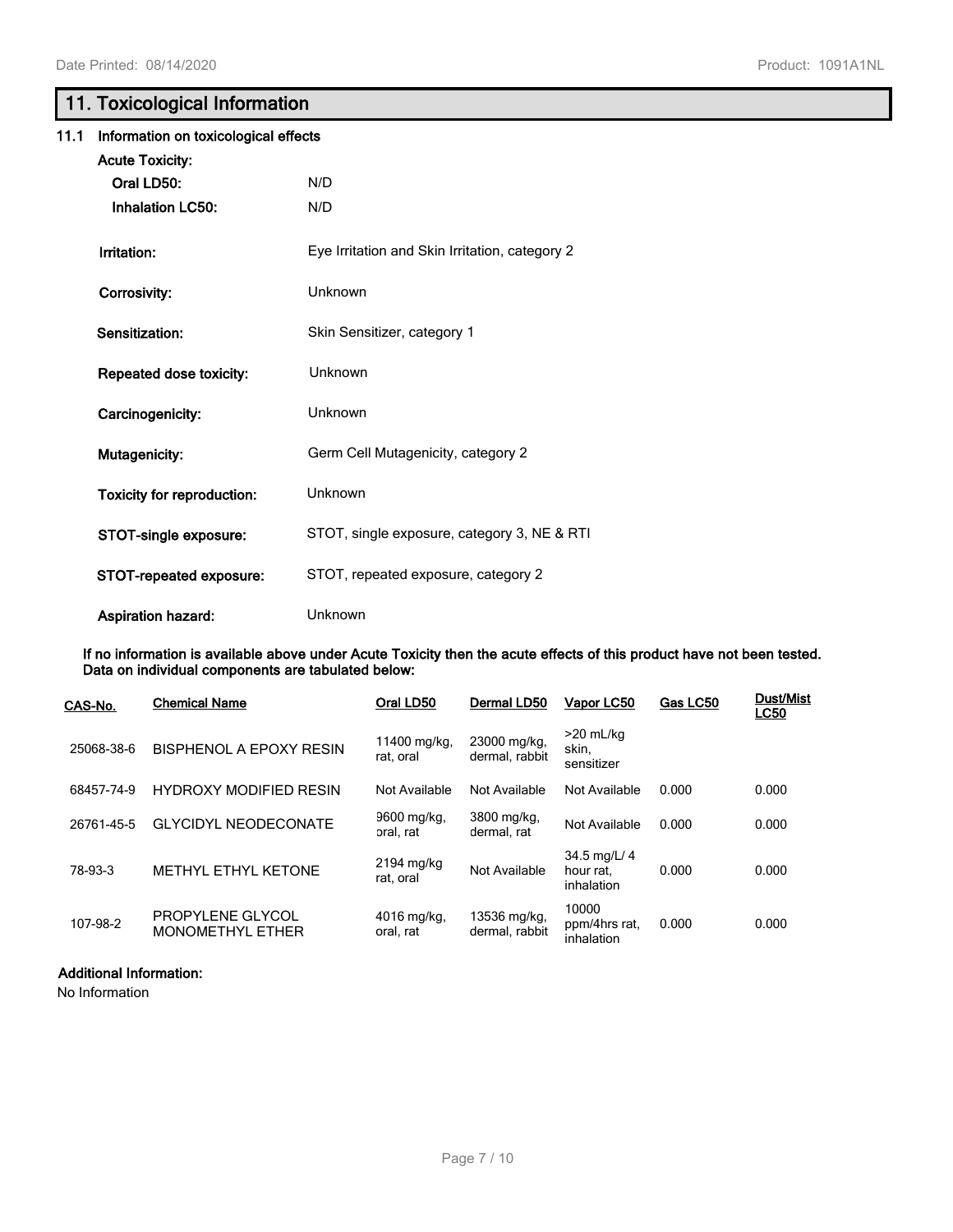## 11. Toxicological Information

### 11.1 Information on toxicological effects

**Acute Toxicity:**

| | |
|---|---|
| **Oral LD50:** | N/D |
| **Inhalation LC50:** | N/D |
| **Irritation:** | Eye Irritation and Skin Irritation, category 2 |
| **Corrosivity:** | Unknown |
| **Sensitization:** | Skin Sensitizer, category 1 |
| **Repeated dose toxicity:** | Unknown |
| **Carcinogenicity:** | Unknown |
| **Mutagenicity:** | Germ Cell Mutagenicity, category 2 |
| **Toxicity for reproduction:** | Unknown |
| **STOT-single exposure:** | STOT, single exposure, category 3, NE & RTI |
| **STOT-repeated exposure:** | STOT, repeated exposure, category 2 |
| **Aspiration hazard:** | Unknown |

**If no information is available above under Acute Toxicity then the acute effects of this product have not been tested. Data on individual components are tabulated below:**

| CAS-No. | Chemical Name | Oral LD50 | Dermal LD50 | Vapor LC50 | Gas LC50 | Dust/Mist LC50 |
|---|---|---|---|---|---|---|
| 25068-38-6 | BISPHENOL A EPOXY RESIN | 11400 mg/kg, rat, oral | 23000 mg/kg, dermal, rabbit | >20 mL/kg skin, sensitizer | | |
| 68457-74-9 | HYDROXY MODIFIED RESIN | Not Available | Not Available | Not Available | 0.000 | 0.000 |
| 26761-45-5 | GLYCIDYL NEODECONATE | 9600 mg/kg, oral, rat | 3800 mg/kg, dermal, rat | Not Available | 0.000 | 0.000 |
| 78-93-3 | METHYL ETHYL KETONE | 2194 mg/kg rat, oral | Not Available | 34.5 mg/L/ 4 hour rat, inhalation | 0.000 | 0.000 |
| 107-98-2 | PROPYLENE GLYCOL MONOMETHYL ETHER | 4016 mg/kg, oral, rat | 13536 mg/kg, dermal, rabbit | 10000 ppm/4hrs rat, inhalation | 0.000 | 0.000 |

**Additional Information:**

No Information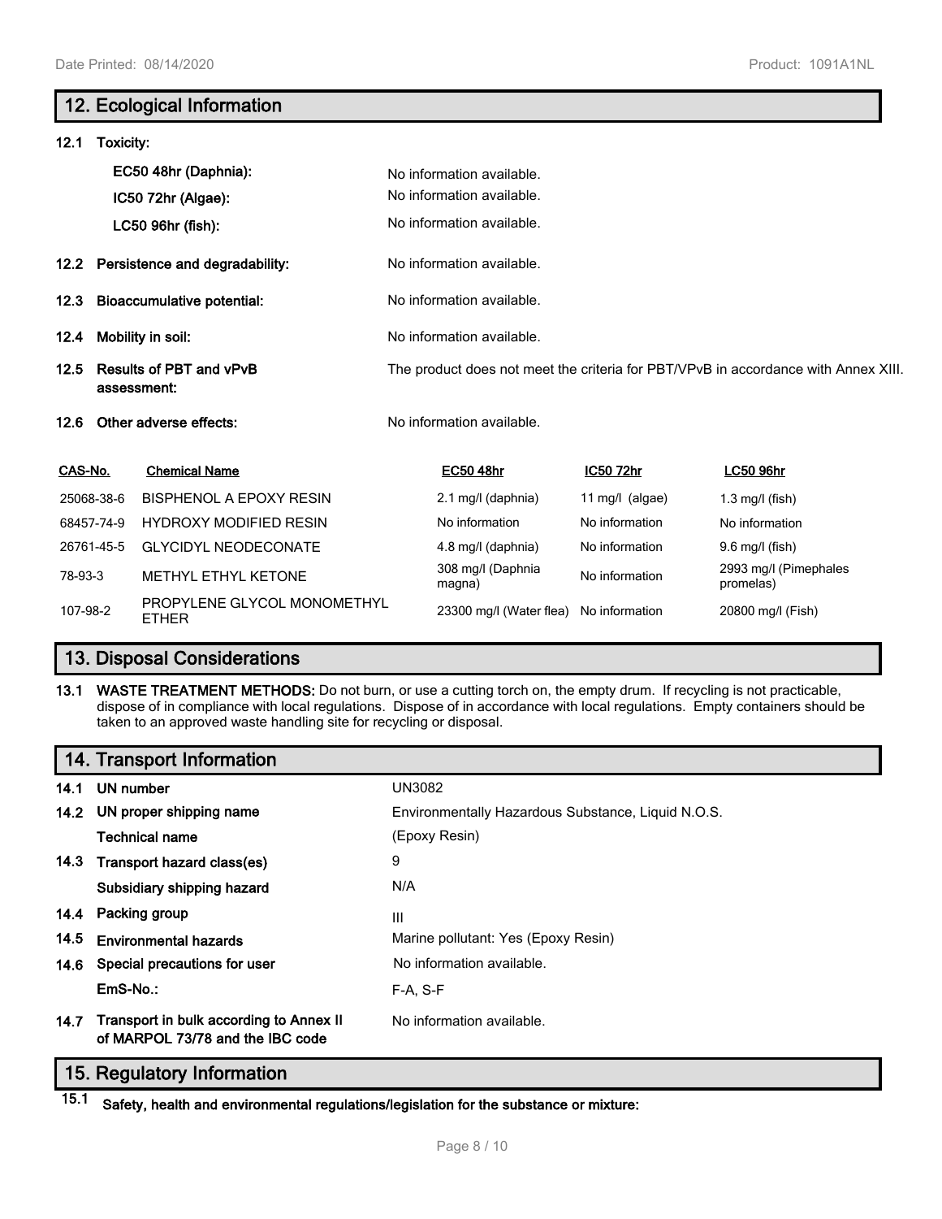## 12. Ecological Information

**12.1 Toxicity:**

| | |
|---|---|
| **EC50 48hr (Daphnia):** | No information available. |
| **IC50 72hr (Algae):** | No information available. |
| **LC50 96hr (fish):** | No information available. |

**12.2 Persistence and degradability:** No information available.

**12.3 Bioaccumulative potential:** No information available.

**12.4 Mobility in soil:** No information available.

**12.5 Results of PBT and vPvB assessment:** The product does not meet the criteria for PBT/VPvB in accordance with Annex XIII.

**12.6 Other adverse effects:** No information available.

| CAS-No. | Chemical Name | EC50 48hr | IC50 72hr | LC50 96hr |
|---|---|---|---|---|
| 25068-38-6 | BISPHENOL A EPOXY RESIN | 2.1 mg/l (daphnia) | 11 mg/l (algae) | 1.3 mg/l (fish) |
| 68457-74-9 | HYDROXY MODIFIED RESIN | No information | No information | No information |
| 26761-45-5 | GLYCIDYL NEODECONATE | 4.8 mg/l (daphnia) | No information | 9.6 mg/l (fish) |
| 78-93-3 | METHYL ETHYL KETONE | 308 mg/l (Daphnia magna) | No information | 2993 mg/l (Pimephales promelas) |
| 107-98-2 | PROPYLENE GLYCOL MONOMETHYL ETHER | 23300 mg/l (Water flea) | No information | 20800 mg/l (Fish) |

## 13. Disposal Considerations

**13.1 WASTE TREATMENT METHODS:** Do not burn, or use a cutting torch on, the empty drum. If recycling is not practicable, dispose of in compliance with local regulations. Dispose of in accordance with local regulations. Empty containers should be taken to an approved waste handling site for recycling or disposal.

## 14. Transport Information

| | |
|---|---|
| **14.1 UN number** | UN3082 |
| **14.2 UN proper shipping name** | Environmentally Hazardous Substance, Liquid N.O.S. |
| **Technical name** | (Epoxy Resin) |
| **14.3 Transport hazard class(es)** | 9 |
| **Subsidiary shipping hazard** | N/A |
| **14.4 Packing group** | III |
| **14.5 Environmental hazards** | Marine pollutant: Yes (Epoxy Resin) |
| **14.6 Special precautions for user** | No information available. |
| **EmS-No.:** | F-A, S-F |
| **14.7 Transport in bulk according to Annex II of MARPOL 73/78 and the IBC code** | No information available. |

## 15. Regulatory Information

**15.1 Safety, health and environmental regulations/legislation for the substance or mixture:**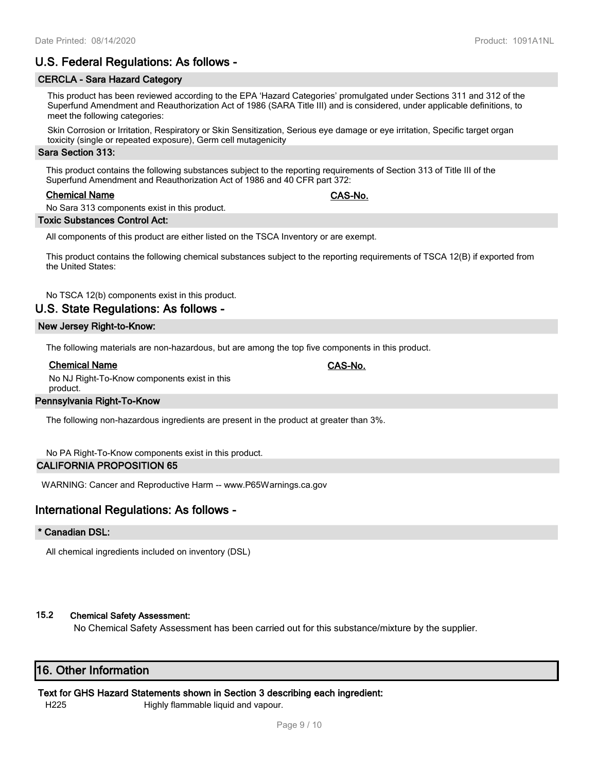## U.S. Federal Regulations: As follows -

### CERCLA - Sara Hazard Category

This product has been reviewed according to the EPA 'Hazard Categories' promulgated under Sections 311 and 312 of the Superfund Amendment and Reauthorization Act of 1986 (SARA Title III) and is considered, under applicable definitions, to meet the following categories:

Skin Corrosion or Irritation, Respiratory or Skin Sensitization, Serious eye damage or eye irritation, Specific target organ toxicity (single or repeated exposure), Germ cell mutagenicity

### Sara Section 313:

This product contains the following substances subject to the reporting requirements of Section 313 of Title III of the Superfund Amendment and Reauthorization Act of 1986 and 40 CFR part 372:

| Chemical Name | CAS-No. |
|---|---|
| No Sara 313 components exist in this product. | |

### Toxic Substances Control Act:

All components of this product are either listed on the TSCA Inventory or are exempt.

This product contains the following chemical substances subject to the reporting requirements of TSCA 12(B) if exported from the United States:

No TSCA 12(b) components exist in this product.

## U.S. State Regulations: As follows -

### New Jersey Right-to-Know:

The following materials are non-hazardous, but are among the top five components in this product.

| Chemical Name | CAS-No. |
|---|---|
| No NJ Right-To-Know components exist in this product. | |

### Pennsylvania Right-To-Know

The following non-hazardous ingredients are present in the product at greater than 3%.

No PA Right-To-Know components exist in this product.

### CALIFORNIA PROPOSITION 65

WARNING: Cancer and Reproductive Harm -- www.P65Warnings.ca.gov

## International Regulations: As follows -

### * Canadian DSL:

All chemical ingredients included on inventory (DSL)

### 15.2 Chemical Safety Assessment:

No Chemical Safety Assessment has been carried out for this substance/mixture by the supplier.

# 16. Other Information

**Text for GHS Hazard Statements shown in Section 3 describing each ingredient:**

| | |
|---|---|
| H225 | Highly flammable liquid and vapour. |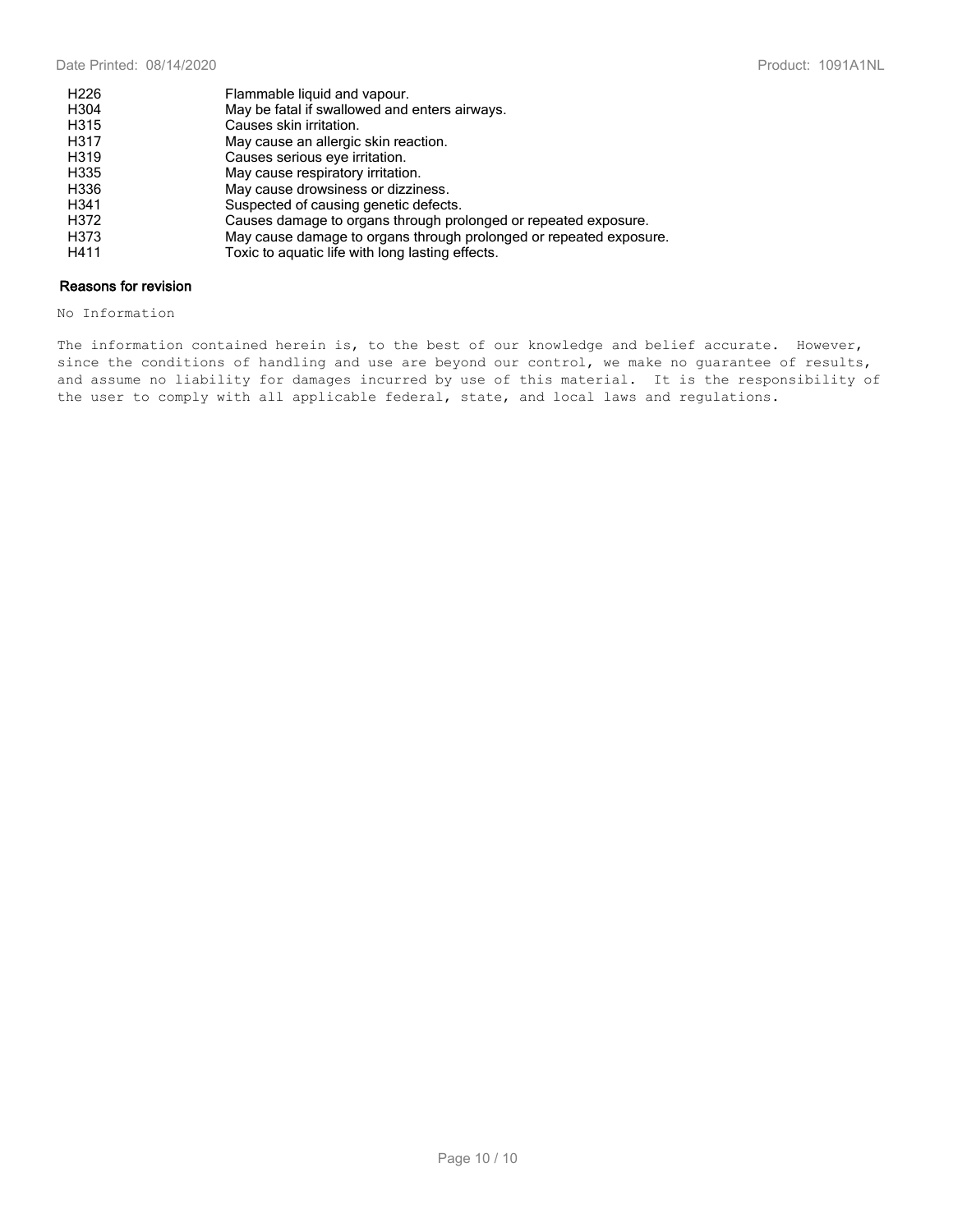| | |
|---|---|
| H226 | Flammable liquid and vapour. |
| H304 | May be fatal if swallowed and enters airways. |
| H315 | Causes skin irritation. |
| H317 | May cause an allergic skin reaction. |
| H319 | Causes serious eye irritation. |
| H335 | May cause respiratory irritation. |
| H336 | May cause drowsiness or dizziness. |
| H341 | Suspected of causing genetic defects. |
| H372 | Causes damage to organs through prolonged or repeated exposure. |
| H373 | May cause damage to organs through prolonged or repeated exposure. |
| H411 | Toxic to aquatic life with long lasting effects. |

### Reasons for revision

No Information

The information contained herein is, to the best of our knowledge and belief accurate. However, since the conditions of handling and use are beyond our control, we make no guarantee of results, and assume no liability for damages incurred by use of this material. It is the responsibility of the user to comply with all applicable federal, state, and local laws and regulations.